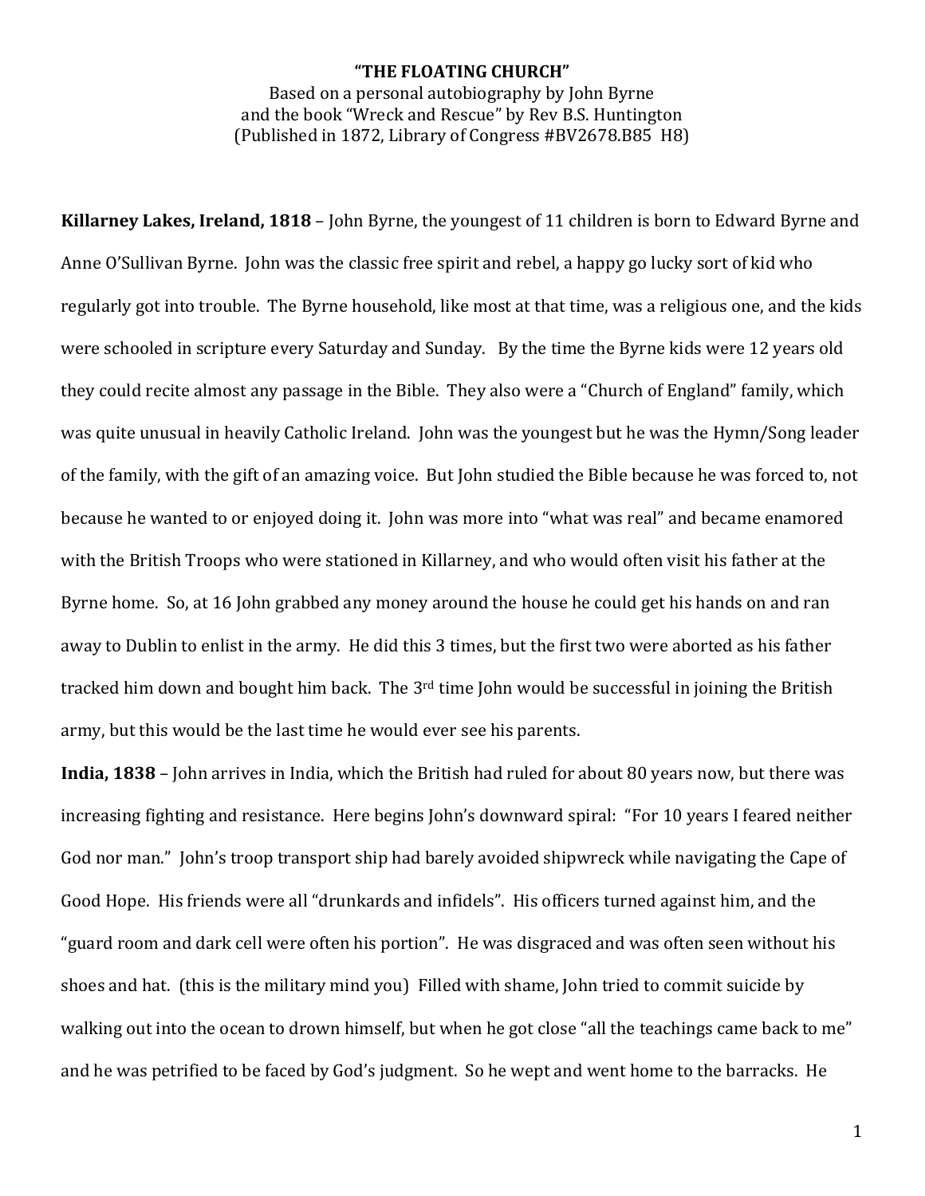**"THE FLOATING CHURCH"**

Based on a personal autobiography by John Byrne
and the book "Wreck and Rescue" by Rev B.S. Huntington
(Published in 1872, Library of Congress #BV2678.B85 H8)

**Killarney Lakes, Ireland, 1818** – John Byrne, the youngest of 11 children is born to Edward Byrne and Anne O'Sullivan Byrne. John was the classic free spirit and rebel, a happy go lucky sort of kid who regularly got into trouble. The Byrne household, like most at that time, was a religious one, and the kids were schooled in scripture every Saturday and Sunday. By the time the Byrne kids were 12 years old they could recite almost any passage in the Bible. They also were a "Church of England" family, which was quite unusual in heavily Catholic Ireland. John was the youngest but he was the Hymn/Song leader of the family, with the gift of an amazing voice. But John studied the Bible because he was forced to, not because he wanted to or enjoyed doing it. John was more into "what was real" and became enamored with the British Troops who were stationed in Killarney, and who would often visit his father at the Byrne home. So, at 16 John grabbed any money around the house he could get his hands on and ran away to Dublin to enlist in the army. He did this 3 times, but the first two were aborted as his father tracked him down and bought him back. The 3rd time John would be successful in joining the British army, but this would be the last time he would ever see his parents.

**India, 1838** – John arrives in India, which the British had ruled for about 80 years now, but there was increasing fighting and resistance. Here begins John's downward spiral: "For 10 years I feared neither God nor man." John's troop transport ship had barely avoided shipwreck while navigating the Cape of Good Hope. His friends were all "drunkards and infidels". His officers turned against him, and the "guard room and dark cell were often his portion". He was disgraced and was often seen without his shoes and hat. (this is the military mind you) Filled with shame, John tried to commit suicide by walking out into the ocean to drown himself, but when he got close "all the teachings came back to me" and he was petrified to be faced by God's judgment. So he wept and went home to the barracks. He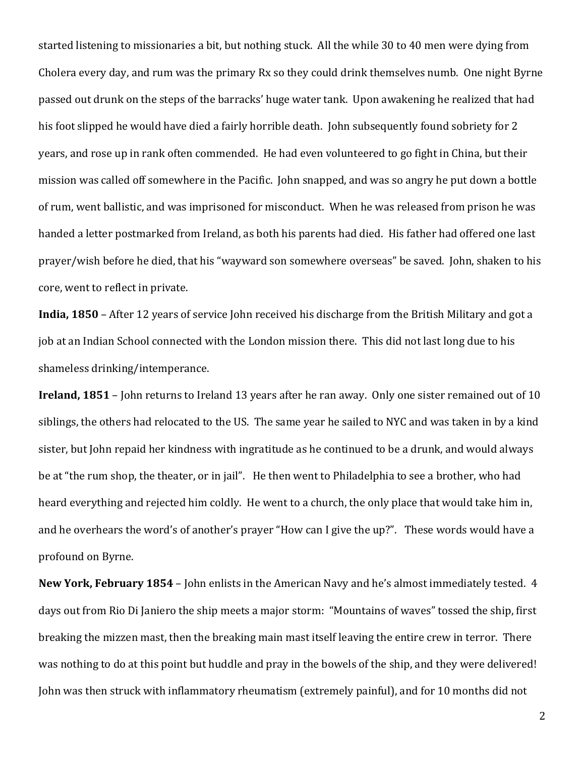started listening to missionaries a bit, but nothing stuck. All the while 30 to 40 men were dying from Cholera every day, and rum was the primary Rx so they could drink themselves numb. One night Byrne passed out drunk on the steps of the barracks' huge water tank. Upon awakening he realized that had his foot slipped he would have died a fairly horrible death. John subsequently found sobriety for 2 years, and rose up in rank often commended. He had even volunteered to go fight in China, but their mission was called off somewhere in the Pacific. John snapped, and was so angry he put down a bottle of rum, went ballistic, and was imprisoned for misconduct. When he was released from prison he was handed a letter postmarked from Ireland, as both his parents had died. His father had offered one last prayer/wish before he died, that his "wayward son somewhere overseas" be saved. John, shaken to his core, went to reflect in private.

**India, 1850** – After 12 years of service John received his discharge from the British Military and got a job at an Indian School connected with the London mission there. This did not last long due to his shameless drinking/intemperance.

**Ireland, 1851** – John returns to Ireland 13 years after he ran away. Only one sister remained out of 10 siblings, the others had relocated to the US. The same year he sailed to NYC and was taken in by a kind sister, but John repaid her kindness with ingratitude as he continued to be a drunk, and would always be at "the rum shop, the theater, or in jail". He then went to Philadelphia to see a brother, who had heard everything and rejected him coldly. He went to a church, the only place that would take him in, and he overhears the word's of another's prayer "How can I give the up?". These words would have a profound on Byrne.

**New York, February 1854** – John enlists in the American Navy and he's almost immediately tested. 4 days out from Rio Di Janiero the ship meets a major storm: "Mountains of waves" tossed the ship, first breaking the mizzen mast, then the breaking main mast itself leaving the entire crew in terror. There was nothing to do at this point but huddle and pray in the bowels of the ship, and they were delivered! John was then struck with inflammatory rheumatism (extremely painful), and for 10 months did not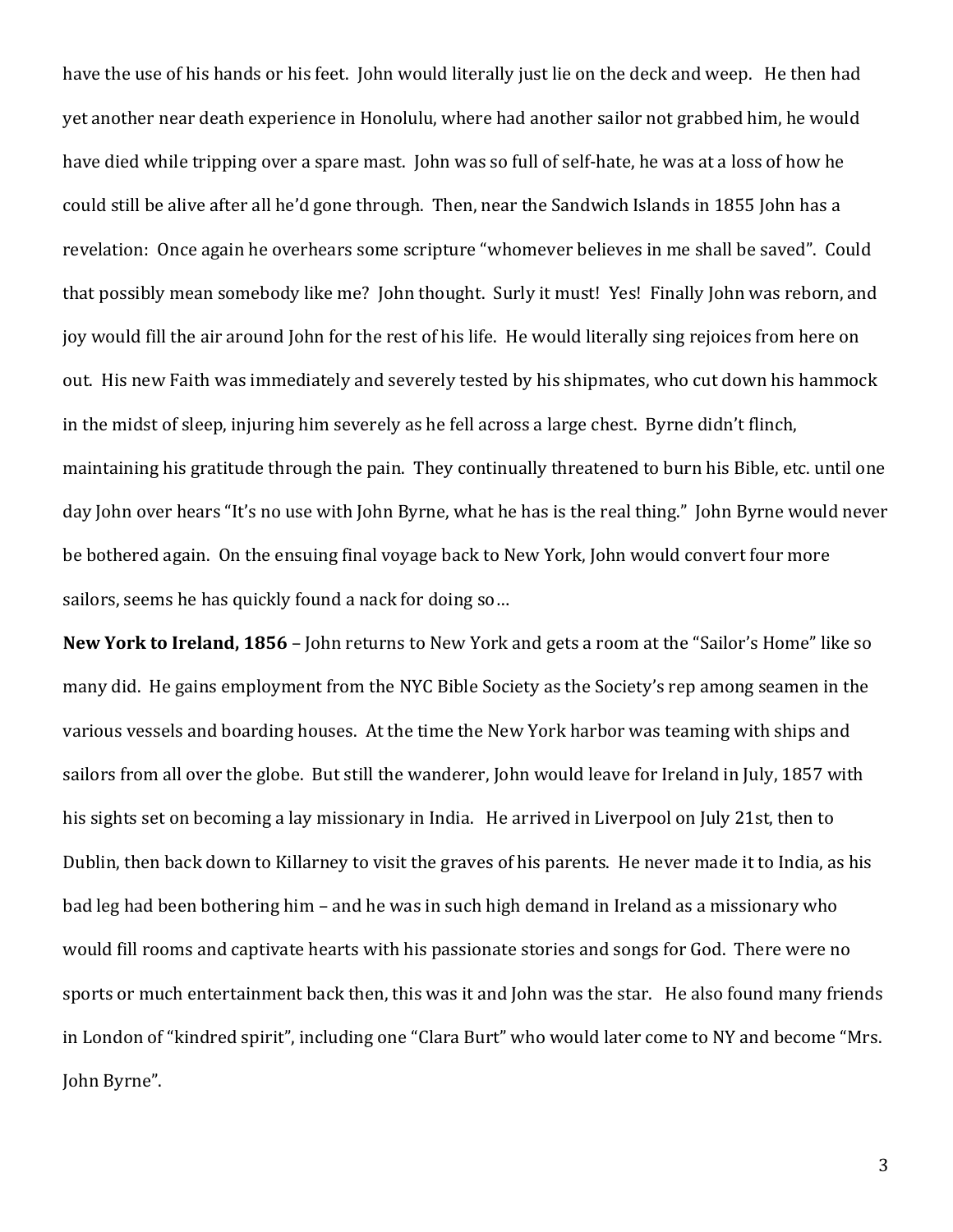have the use of his hands or his feet. John would literally just lie on the deck and weep. He then had yet another near death experience in Honolulu, where had another sailor not grabbed him, he would have died while tripping over a spare mast. John was so full of self-hate, he was at a loss of how he could still be alive after all he'd gone through. Then, near the Sandwich Islands in 1855 John has a revelation: Once again he overhears some scripture "whomever believes in me shall be saved". Could that possibly mean somebody like me? John thought. Surly it must! Yes! Finally John was reborn, and joy would fill the air around John for the rest of his life. He would literally sing rejoices from here on out. His new Faith was immediately and severely tested by his shipmates, who cut down his hammock in the midst of sleep, injuring him severely as he fell across a large chest. Byrne didn't flinch, maintaining his gratitude through the pain. They continually threatened to burn his Bible, etc. until one day John over hears "It's no use with John Byrne, what he has is the real thing." John Byrne would never be bothered again. On the ensuing final voyage back to New York, John would convert four more sailors, seems he has quickly found a nack for doing so…

**New York to Ireland, 1856** – John returns to New York and gets a room at the "Sailor's Home" like so many did. He gains employment from the NYC Bible Society as the Society's rep among seamen in the various vessels and boarding houses. At the time the New York harbor was teaming with ships and sailors from all over the globe. But still the wanderer, John would leave for Ireland in July, 1857 with his sights set on becoming a lay missionary in India. He arrived in Liverpool on July 21st, then to Dublin, then back down to Killarney to visit the graves of his parents. He never made it to India, as his bad leg had been bothering him – and he was in such high demand in Ireland as a missionary who would fill rooms and captivate hearts with his passionate stories and songs for God. There were no sports or much entertainment back then, this was it and John was the star. He also found many friends in London of "kindred spirit", including one "Clara Burt" who would later come to NY and become "Mrs. John Byrne".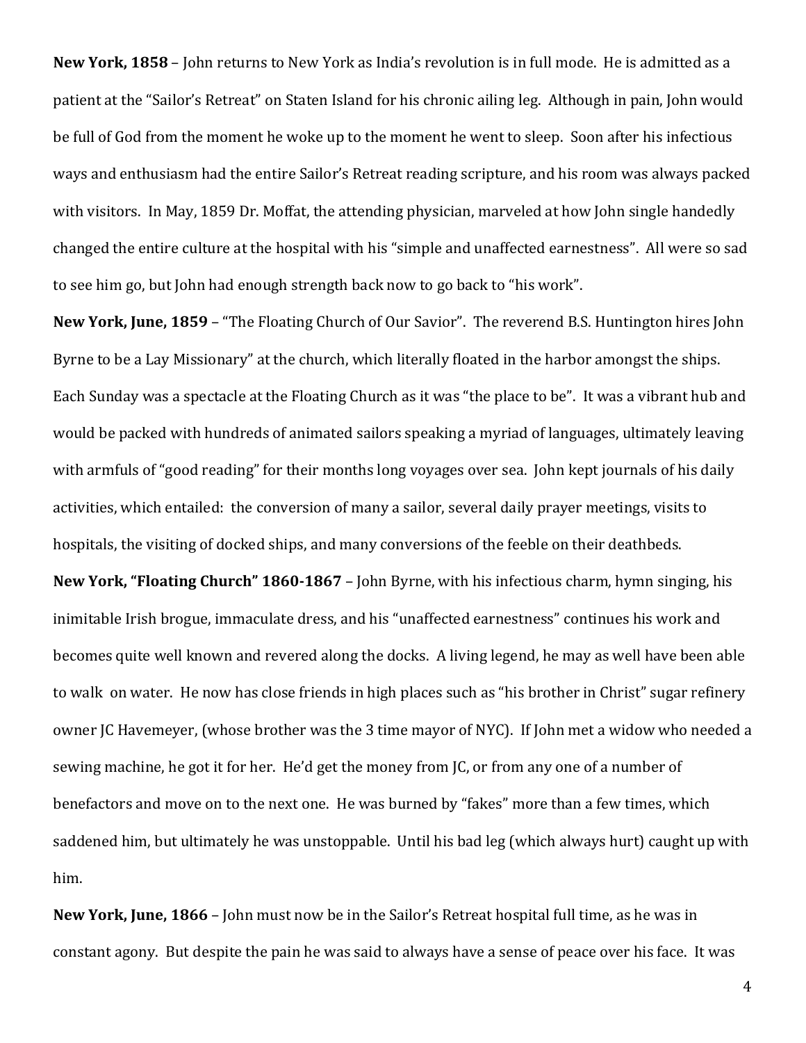**New York, 1858** – John returns to New York as India's revolution is in full mode. He is admitted as a patient at the "Sailor's Retreat" on Staten Island for his chronic ailing leg. Although in pain, John would be full of God from the moment he woke up to the moment he went to sleep. Soon after his infectious ways and enthusiasm had the entire Sailor's Retreat reading scripture, and his room was always packed with visitors. In May, 1859 Dr. Moffat, the attending physician, marveled at how John single handedly changed the entire culture at the hospital with his "simple and unaffected earnestness". All were so sad to see him go, but John had enough strength back now to go back to "his work".

**New York, June, 1859** – "The Floating Church of Our Savior". The reverend B.S. Huntington hires John Byrne to be a Lay Missionary" at the church, which literally floated in the harbor amongst the ships. Each Sunday was a spectacle at the Floating Church as it was "the place to be". It was a vibrant hub and would be packed with hundreds of animated sailors speaking a myriad of languages, ultimately leaving with armfuls of "good reading" for their months long voyages over sea. John kept journals of his daily activities, which entailed: the conversion of many a sailor, several daily prayer meetings, visits to hospitals, the visiting of docked ships, and many conversions of the feeble on their deathbeds.

**New York, "Floating Church" 1860-1867** – John Byrne, with his infectious charm, hymn singing, his inimitable Irish brogue, immaculate dress, and his "unaffected earnestness" continues his work and becomes quite well known and revered along the docks. A living legend, he may as well have been able to walk on water. He now has close friends in high places such as "his brother in Christ" sugar refinery owner JC Havemeyer, (whose brother was the 3 time mayor of NYC). If John met a widow who needed a sewing machine, he got it for her. He'd get the money from JC, or from any one of a number of benefactors and move on to the next one. He was burned by "fakes" more than a few times, which saddened him, but ultimately he was unstoppable. Until his bad leg (which always hurt) caught up with him.

**New York, June, 1866** – John must now be in the Sailor's Retreat hospital full time, as he was in constant agony. But despite the pain he was said to always have a sense of peace over his face. It was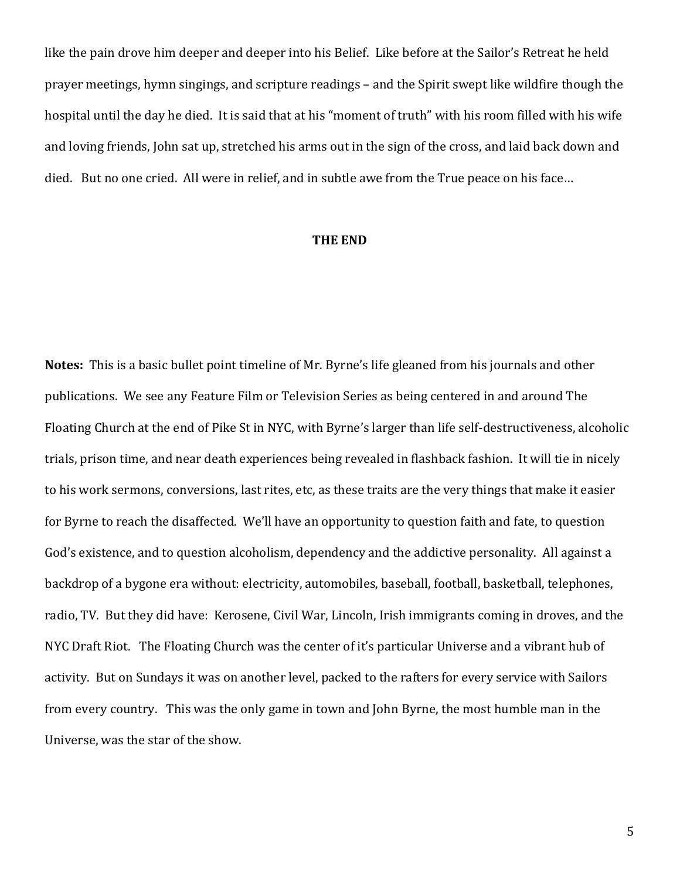like the pain drove him deeper and deeper into his Belief. Like before at the Sailor's Retreat he held prayer meetings, hymn singings, and scripture readings – and the Spirit swept like wildfire though the hospital until the day he died. It is said that at his "moment of truth" with his room filled with his wife and loving friends, John sat up, stretched his arms out in the sign of the cross, and laid back down and died. But no one cried. All were in relief, and in subtle awe from the True peace on his face…

**THE END**

**Notes:** This is a basic bullet point timeline of Mr. Byrne's life gleaned from his journals and other publications. We see any Feature Film or Television Series as being centered in and around The Floating Church at the end of Pike St in NYC, with Byrne's larger than life self-destructiveness, alcoholic trials, prison time, and near death experiences being revealed in flashback fashion. It will tie in nicely to his work sermons, conversions, last rites, etc, as these traits are the very things that make it easier for Byrne to reach the disaffected. We'll have an opportunity to question faith and fate, to question God's existence, and to question alcoholism, dependency and the addictive personality. All against a backdrop of a bygone era without: electricity, automobiles, baseball, football, basketball, telephones, radio, TV. But they did have: Kerosene, Civil War, Lincoln, Irish immigrants coming in droves, and the NYC Draft Riot. The Floating Church was the center of it's particular Universe and a vibrant hub of activity. But on Sundays it was on another level, packed to the rafters for every service with Sailors from every country. This was the only game in town and John Byrne, the most humble man in the Universe, was the star of the show.